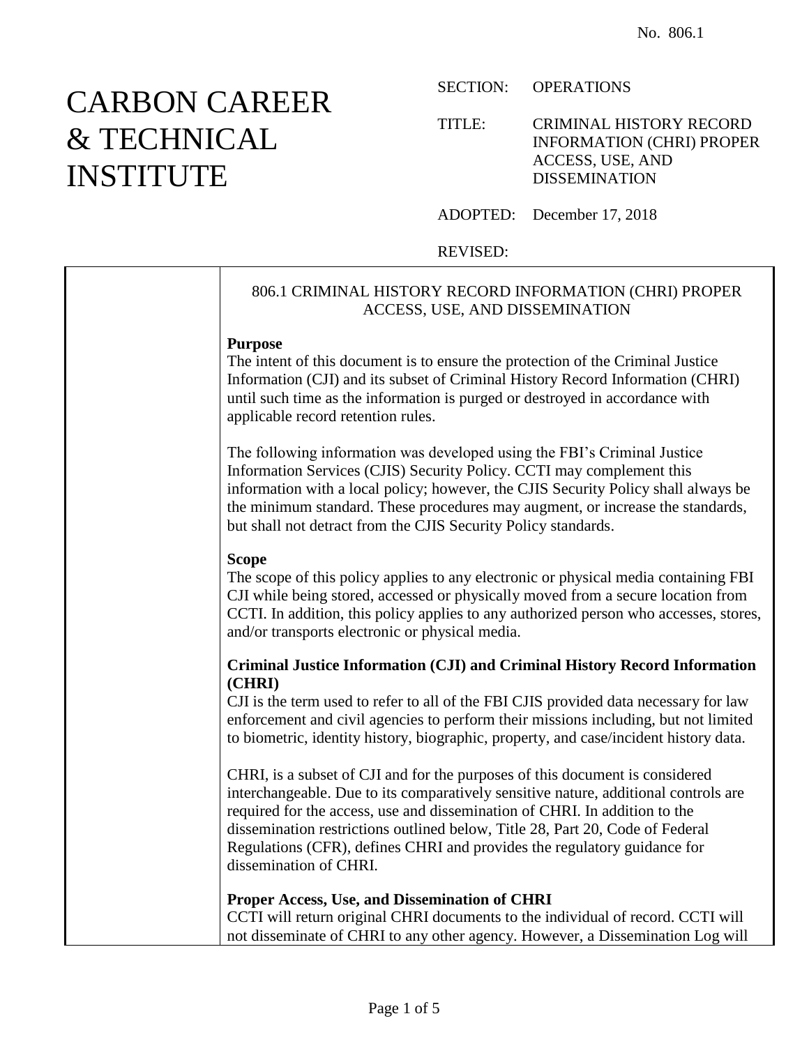No. 806.1

# CARBON CAREER & TECHNICAL INSTITUTE

SECTION: OPERATIONS

TITLE: CRIMINAL HISTORY RECORD INFORMATION (CHRI) PROPER ACCESS, USE, AND DISSEMINATION

ADOPTED: December 17, 2018

REVISED:

## 806.1 CRIMINAL HISTORY RECORD INFORMATION (CHRI) PROPER ACCESS, USE, AND DISSEMINATION

**Purpose**

The intent of this document is to ensure the protection of the Criminal Justice Information (CJI) and its subset of Criminal History Record Information (CHRI) until such time as the information is purged or destroyed in accordance with applicable record retention rules.

The following information was developed using the FBI's Criminal Justice Information Services (CJIS) Security Policy. CCTI may complement this information with a local policy; however, the CJIS Security Policy shall always be the minimum standard. These procedures may augment, or increase the standards, but shall not detract from the CJIS Security Policy standards.

**Scope**

The scope of this policy applies to any electronic or physical media containing FBI CJI while being stored, accessed or physically moved from a secure location from CCTI. In addition, this policy applies to any authorized person who accesses, stores, and/or transports electronic or physical media.

**Criminal Justice Information (CJI) and Criminal History Record Information (CHRI)**

CJI is the term used to refer to all of the FBI CJIS provided data necessary for law enforcement and civil agencies to perform their missions including, but not limited to biometric, identity history, biographic, property, and case/incident history data.

CHRI, is a subset of CJI and for the purposes of this document is considered interchangeable. Due to its comparatively sensitive nature, additional controls are required for the access, use and dissemination of CHRI. In addition to the dissemination restrictions outlined below, Title 28, Part 20, Code of Federal Regulations (CFR), defines CHRI and provides the regulatory guidance for dissemination of CHRI.

**Proper Access, Use, and Dissemination of CHRI**

CCTI will return original CHRI documents to the individual of record. CCTI will not disseminate of CHRI to any other agency. However, a Dissemination Log will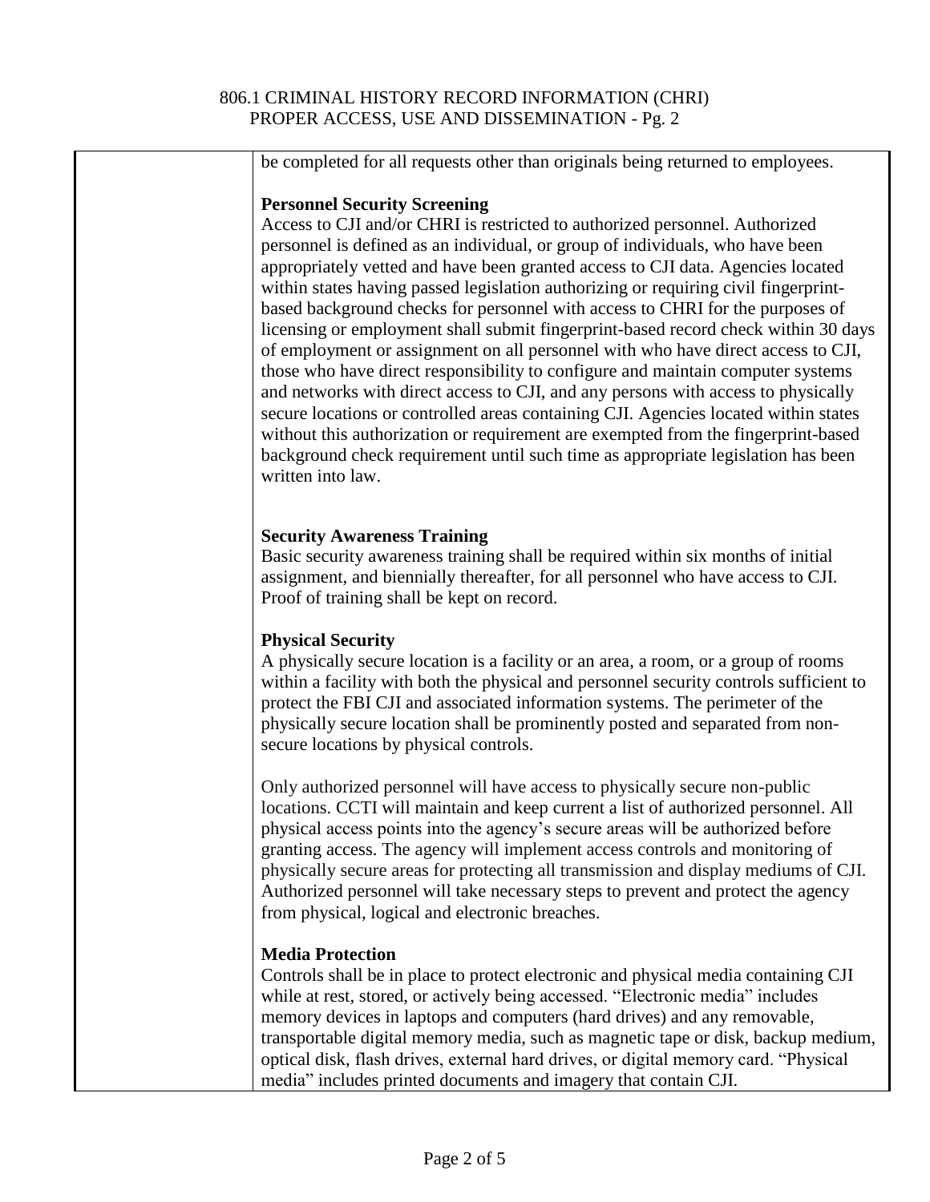be completed for all requests other than originals being returned to employees.

**Personnel Security Screening**
Access to CJI and/or CHRI is restricted to authorized personnel. Authorized personnel is defined as an individual, or group of individuals, who have been appropriately vetted and have been granted access to CJI data. Agencies located within states having passed legislation authorizing or requiring civil fingerprint-based background checks for personnel with access to CHRI for the purposes of licensing or employment shall submit fingerprint-based record check within 30 days of employment or assignment on all personnel with who have direct access to CJI, those who have direct responsibility to configure and maintain computer systems and networks with direct access to CJI, and any persons with access to physically secure locations or controlled areas containing CJI. Agencies located within states without this authorization or requirement are exempted from the fingerprint-based background check requirement until such time as appropriate legislation has been written into law.

**Security Awareness Training**
Basic security awareness training shall be required within six months of initial assignment, and biennially thereafter, for all personnel who have access to CJI. Proof of training shall be kept on record.

**Physical Security**
A physically secure location is a facility or an area, a room, or a group of rooms within a facility with both the physical and personnel security controls sufficient to protect the FBI CJI and associated information systems. The perimeter of the physically secure location shall be prominently posted and separated from non-secure locations by physical controls.

Only authorized personnel will have access to physically secure non-public locations. CCTI will maintain and keep current a list of authorized personnel. All physical access points into the agency's secure areas will be authorized before granting access. The agency will implement access controls and monitoring of physically secure areas for protecting all transmission and display mediums of CJI. Authorized personnel will take necessary steps to prevent and protect the agency from physical, logical and electronic breaches.

**Media Protection**
Controls shall be in place to protect electronic and physical media containing CJI while at rest, stored, or actively being accessed. "Electronic media" includes memory devices in laptops and computers (hard drives) and any removable, transportable digital memory media, such as magnetic tape or disk, backup medium, optical disk, flash drives, external hard drives, or digital memory card. "Physical media" includes printed documents and imagery that contain CJI.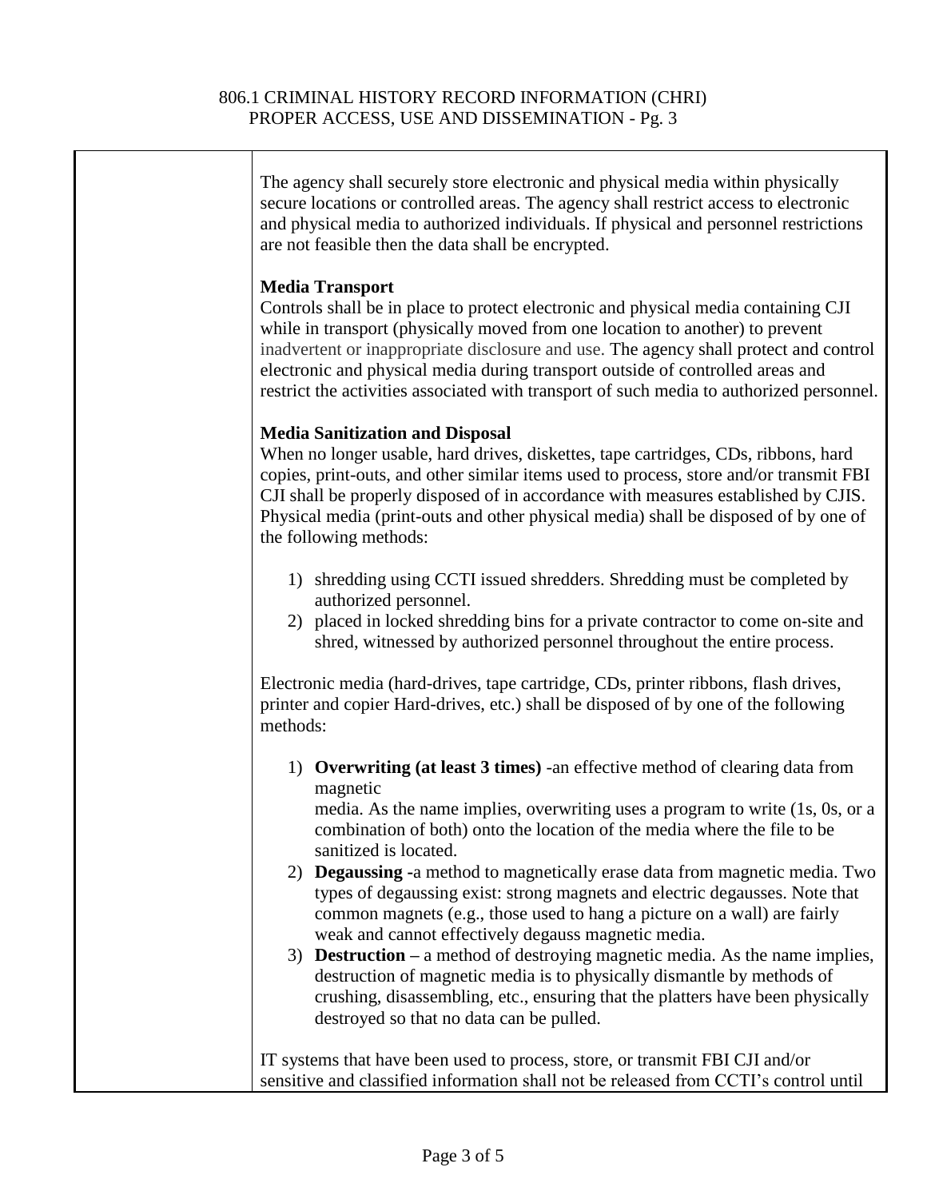The agency shall securely store electronic and physical media within physically secure locations or controlled areas. The agency shall restrict access to electronic and physical media to authorized individuals. If physical and personnel restrictions are not feasible then the data shall be encrypted.

**Media Transport**
Controls shall be in place to protect electronic and physical media containing CJI while in transport (physically moved from one location to another) to prevent inadvertent or inappropriate disclosure and use. The agency shall protect and control electronic and physical media during transport outside of controlled areas and restrict the activities associated with transport of such media to authorized personnel.

**Media Sanitization and Disposal**
When no longer usable, hard drives, diskettes, tape cartridges, CDs, ribbons, hard copies, print-outs, and other similar items used to process, store and/or transmit FBI CJI shall be properly disposed of in accordance with measures established by CJIS. Physical media (print-outs and other physical media) shall be disposed of by one of the following methods:

1) shredding using CCTI issued shredders. Shredding must be completed by authorized personnel.
2) placed in locked shredding bins for a private contractor to come on-site and shred, witnessed by authorized personnel throughout the entire process.

Electronic media (hard-drives, tape cartridge, CDs, printer ribbons, flash drives, printer and copier Hard-drives, etc.) shall be disposed of by one of the following methods:

1) **Overwriting (at least 3 times)** -an effective method of clearing data from magnetic media. As the name implies, overwriting uses a program to write (1s, 0s, or a combination of both) onto the location of the media where the file to be sanitized is located.
2) **Degaussing** -a method to magnetically erase data from magnetic media. Two types of degaussing exist: strong magnets and electric degausses. Note that common magnets (e.g., those used to hang a picture on a wall) are fairly weak and cannot effectively degauss magnetic media.
3) **Destruction** – a method of destroying magnetic media. As the name implies, destruction of magnetic media is to physically dismantle by methods of crushing, disassembling, etc., ensuring that the platters have been physically destroyed so that no data can be pulled.

IT systems that have been used to process, store, or transmit FBI CJI and/or sensitive and classified information shall not be released from CCTI's control until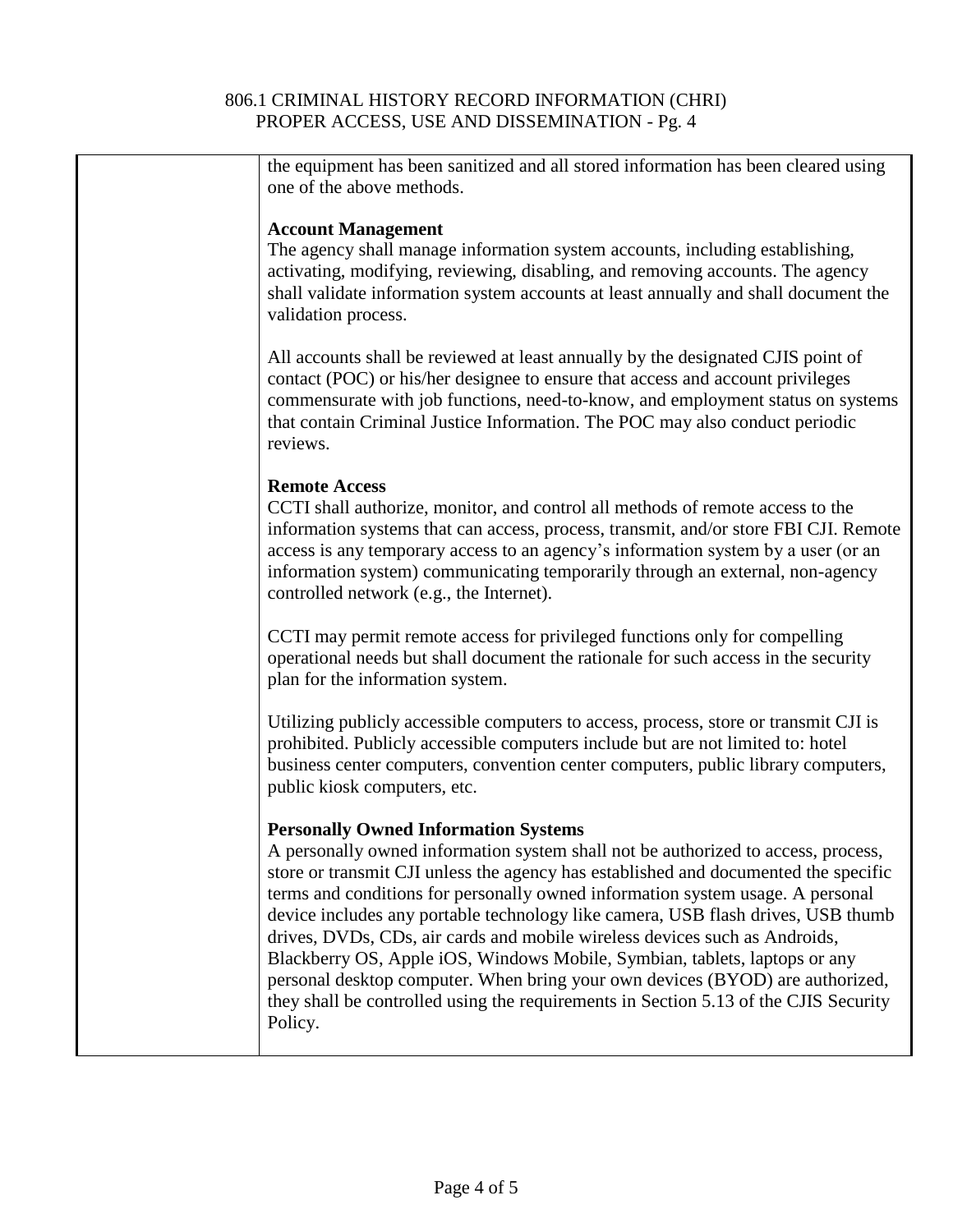the equipment has been sanitized and all stored information has been cleared using one of the above methods.

**Account Management**
The agency shall manage information system accounts, including establishing, activating, modifying, reviewing, disabling, and removing accounts. The agency shall validate information system accounts at least annually and shall document the validation process.

All accounts shall be reviewed at least annually by the designated CJIS point of contact (POC) or his/her designee to ensure that access and account privileges commensurate with job functions, need-to-know, and employment status on systems that contain Criminal Justice Information. The POC may also conduct periodic reviews.

**Remote Access**
CCTI shall authorize, monitor, and control all methods of remote access to the information systems that can access, process, transmit, and/or store FBI CJI. Remote access is any temporary access to an agency's information system by a user (or an information system) communicating temporarily through an external, non-agency controlled network (e.g., the Internet).

CCTI may permit remote access for privileged functions only for compelling operational needs but shall document the rationale for such access in the security plan for the information system.

Utilizing publicly accessible computers to access, process, store or transmit CJI is prohibited. Publicly accessible computers include but are not limited to: hotel business center computers, convention center computers, public library computers, public kiosk computers, etc.

**Personally Owned Information Systems**
A personally owned information system shall not be authorized to access, process, store or transmit CJI unless the agency has established and documented the specific terms and conditions for personally owned information system usage. A personal device includes any portable technology like camera, USB flash drives, USB thumb drives, DVDs, CDs, air cards and mobile wireless devices such as Androids, Blackberry OS, Apple iOS, Windows Mobile, Symbian, tablets, laptops or any personal desktop computer. When bring your own devices (BYOD) are authorized, they shall be controlled using the requirements in Section 5.13 of the CJIS Security Policy.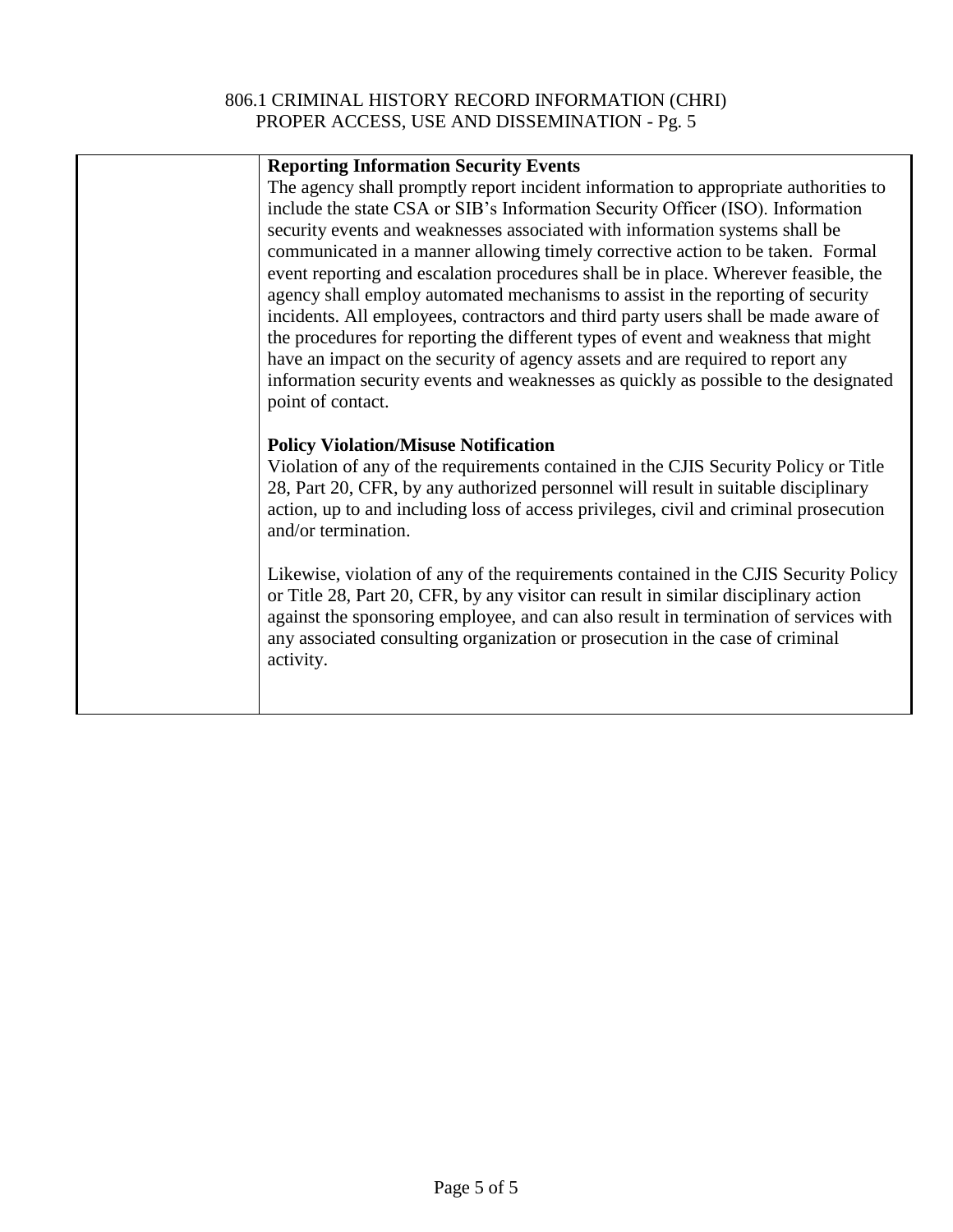**Reporting Information Security Events**

The agency shall promptly report incident information to appropriate authorities to include the state CSA or SIB's Information Security Officer (ISO). Information security events and weaknesses associated with information systems shall be communicated in a manner allowing timely corrective action to be taken. Formal event reporting and escalation procedures shall be in place. Wherever feasible, the agency shall employ automated mechanisms to assist in the reporting of security incidents. All employees, contractors and third party users shall be made aware of the procedures for reporting the different types of event and weakness that might have an impact on the security of agency assets and are required to report any information security events and weaknesses as quickly as possible to the designated point of contact.

**Policy Violation/Misuse Notification**

Violation of any of the requirements contained in the CJIS Security Policy or Title 28, Part 20, CFR, by any authorized personnel will result in suitable disciplinary action, up to and including loss of access privileges, civil and criminal prosecution and/or termination.

Likewise, violation of any of the requirements contained in the CJIS Security Policy or Title 28, Part 20, CFR, by any visitor can result in similar disciplinary action against the sponsoring employee, and can also result in termination of services with any associated consulting organization or prosecution in the case of criminal activity.